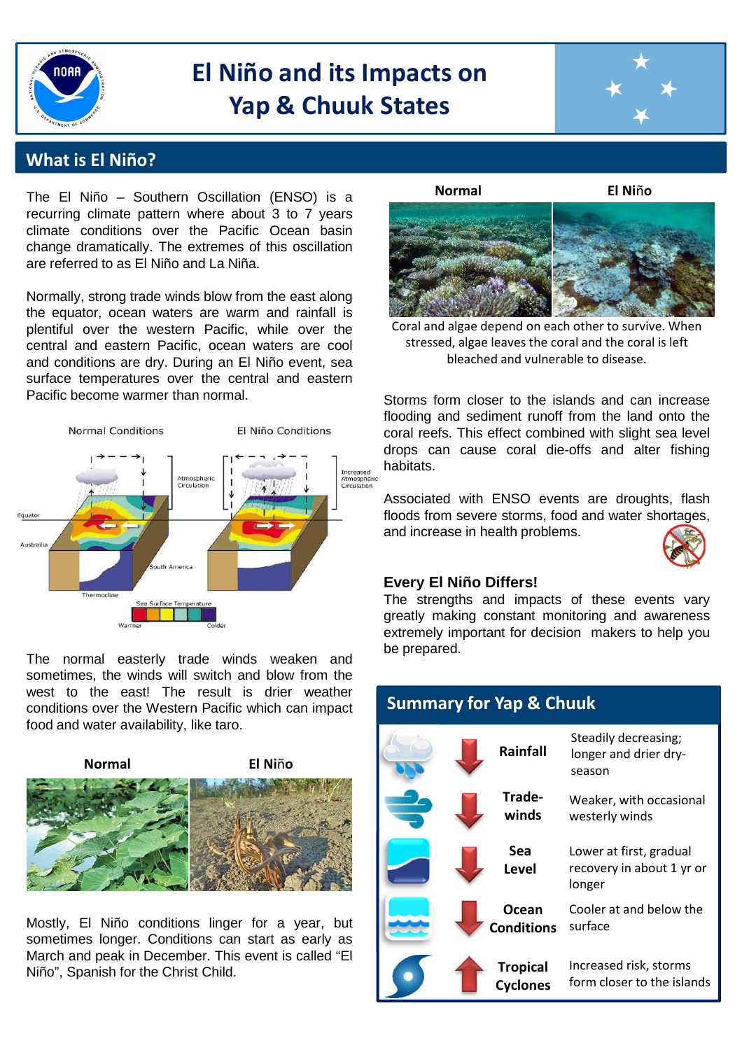# El Niño and its Impacts on Yap & Chuuk States

## What is El Niño?

The El Niño – Southern Oscillation (ENSO) is a recurring climate pattern where about 3 to 7 years climate conditions over the Pacific Ocean basin change dramatically. The extremes of this oscillation are referred to as El Niño and La Niña.

Normally, strong trade winds blow from the east along the equator, ocean waters are warm and rainfall is plentiful over the western Pacific, while over the central and eastern Pacific, ocean waters are cool and conditions are dry. During an El Niño event, sea surface temperatures over the central and eastern Pacific become warmer than normal.

The normal easterly trade winds weaken and sometimes, the winds will switch and blow from the west to the east! The result is drier weather conditions over the Western Pacific which can impact food and water availability, like taro.

**Normal** **El Niño**

Mostly, El Niño conditions linger for a year, but sometimes longer. Conditions can start as early as March and peak in December. This event is called "El Niño", Spanish for the Christ Child.

**Normal** **El Niño**

Coral and algae depend on each other to survive. When stressed, algae leaves the coral and the coral is left bleached and vulnerable to disease.

Storms form closer to the islands and can increase flooding and sediment runoff from the land onto the coral reefs. This effect combined with slight sea level drops can cause coral die-offs and alter fishing habitats.

Associated with ENSO events are droughts, flash floods from severe storms, food and water shortages, and increase in health problems.

### Every El Niño Differs!

The strengths and impacts of these events vary greatly making constant monitoring and awareness extremely important for decision makers to help you be prepared.

## Summary for Yap & Chuuk

| Trend | Factor | Description |
|---|---|---|
| ↓ | Rainfall | Steadily decreasing; longer and drier dry-season |
| ↓ | Trade-winds | Weaker, with occasional westerly winds |
| ↓ | Sea Level | Lower at first, gradual recovery in about 1 yr or longer |
| ↓ | Ocean Conditions | Cooler at and below the surface |
| ↑ | Tropical Cyclones | Increased risk, storms form closer to the islands |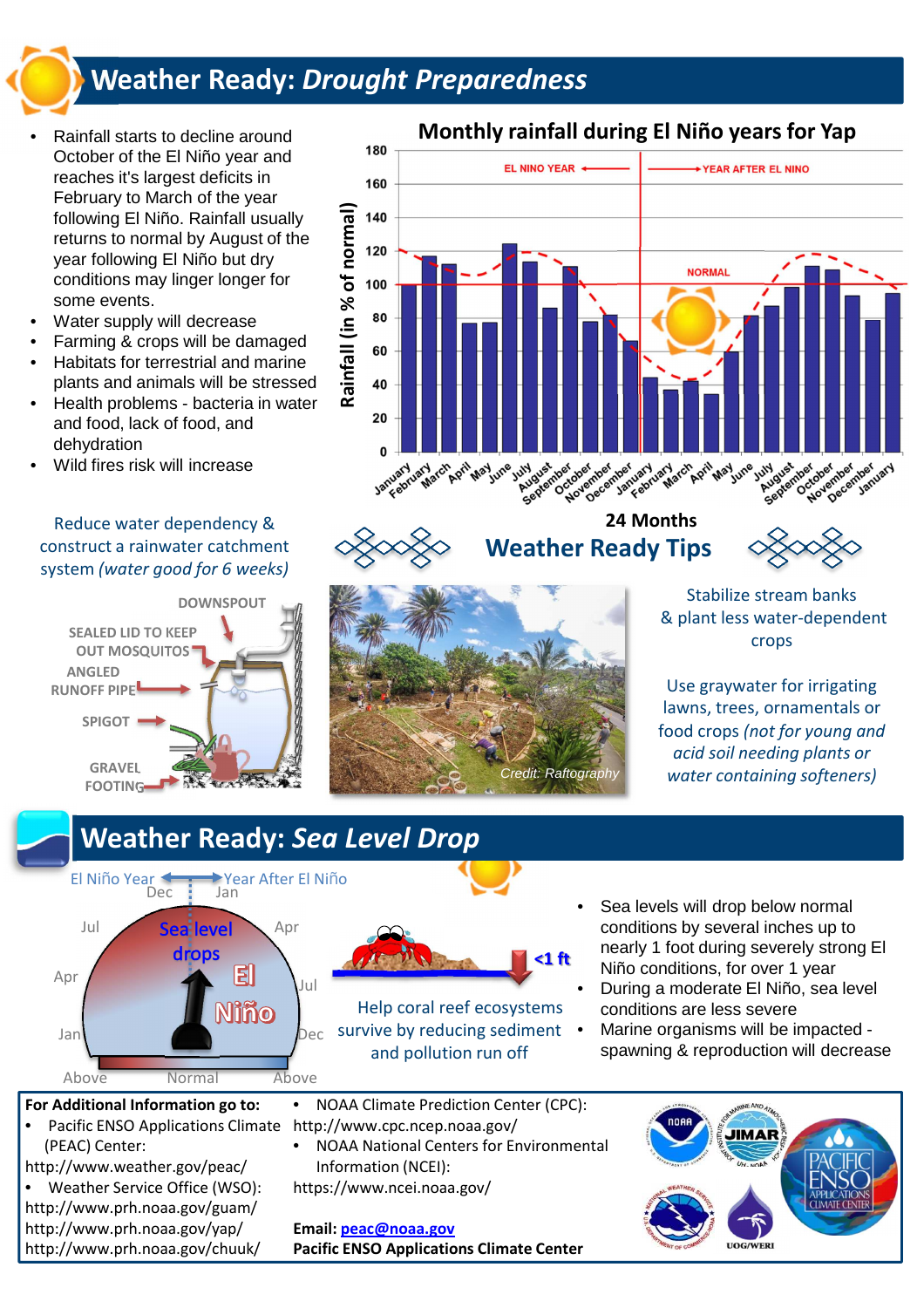# Weather Ready: *Drought Preparedness*

- Rainfall starts to decline around October of the El Niño year and reaches it's largest deficits in February to March of the year following El Niño. Rainfall usually returns to normal by August of the year following El Niño but dry conditions may linger longer for some events.
- Water supply will decrease
- Farming & crops will be damaged
- Habitats for terrestrial and marine plants and animals will be stressed
- Health problems - bacteria in water and food, lack of food, and dehydration
- Wild fires risk will increase

**Monthly rainfall during El Niño years for Yap**

Rainfall (in % of normal)

180
160
140
120
100
80
60
40
20
0

EL NINO YEAR

YEAR AFTER EL NINO

NORMAL

January February March April May June July August September October November December January February March April May June July August September October November December January

24 Months

## Weather Ready Tips

Reduce water dependency & construct a rainwater catchment system *(water good for 6 weeks)*

DOWNSPOUT
SEALED LID TO KEEP OUT MOSQUITOS
ANGLED RUNOFF PIPE
SPIGOT
GRAVEL FOOTING

Credit: Raftography

Stabilize stream banks & plant less water-dependent crops

Use graywater for irrigating lawns, trees, ornamentals or food crops *(not for young and acid soil needing plants or water containing softeners)*

# Weather Ready: *Sea Level Drop*

El Niño Year ↔ Year After El Niño
Dec Jan
Jul Apr
Apr Jul
Jan Dec
Sea level drops
El Niño
Above Normal Above

<1 ft

Help coral reef ecosystems survive by reducing sediment and pollution run off

- Sea levels will drop below normal conditions by several inches up to nearly 1 foot during severely strong El Niño conditions, for over 1 year
- During a moderate El Niño, sea level conditions are less severe
- Marine organisms will be impacted - spawning & reproduction will decrease

**For Additional Information go to:**

- Pacific ENSO Applications Climate (PEAC) Center: http://www.weather.gov/peac/
- Weather Service Office (WSO): http://www.prh.noaa.gov/guam/ http://www.prh.noaa.gov/yap/ http://www.prh.noaa.gov/chuuk/
- NOAA Climate Prediction Center (CPC): http://www.cpc.ncep.noaa.gov/
- NOAA National Centers for Environmental Information (NCEI): https://www.ncei.noaa.gov/

**Email: peac@noaa.gov**
**Pacific ENSO Applications Climate Center**